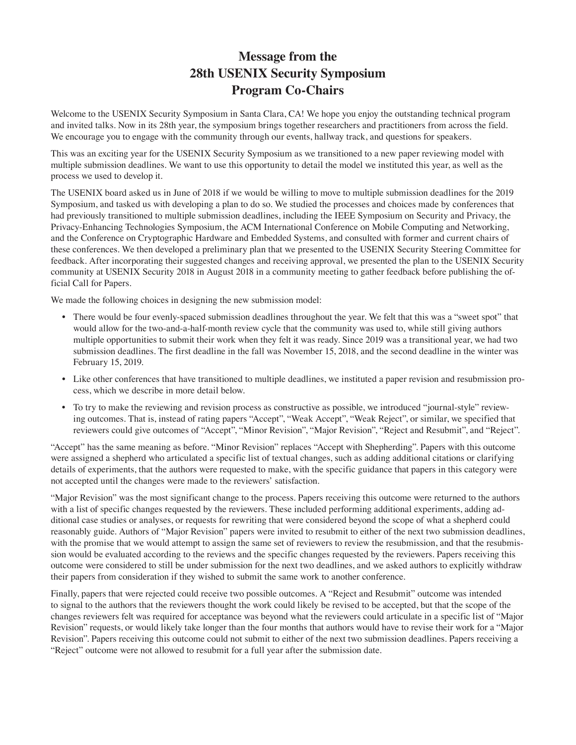# Message from the 28th USENIX Security Symposium Program Co-Chairs

Welcome to the USENIX Security Symposium in Santa Clara, CA! We hope you enjoy the outstanding technical program and invited talks. Now in its 28th year, the symposium brings together researchers and practitioners from across the field. We encourage you to engage with the community through our events, hallway track, and questions for speakers.

This was an exciting year for the USENIX Security Symposium as we transitioned to a new paper reviewing model with multiple submission deadlines. We want to use this opportunity to detail the model we instituted this year, as well as the process we used to develop it.

The USENIX board asked us in June of 2018 if we would be willing to move to multiple submission deadlines for the 2019 Symposium, and tasked us with developing a plan to do so. We studied the processes and choices made by conferences that had previously transitioned to multiple submission deadlines, including the IEEE Symposium on Security and Privacy, the Privacy-Enhancing Technologies Symposium, the ACM International Conference on Mobile Computing and Networking, and the Conference on Cryptographic Hardware and Embedded Systems, and consulted with former and current chairs of these conferences. We then developed a preliminary plan that we presented to the USENIX Security Steering Committee for feedback. After incorporating their suggested changes and receiving approval, we presented the plan to the USENIX Security community at USENIX Security 2018 in August 2018 in a community meeting to gather feedback before publishing the official Call for Papers.

We made the following choices in designing the new submission model:

- There would be four evenly-spaced submission deadlines throughout the year. We felt that this was a "sweet spot" that would allow for the two-and-a-half-month review cycle that the community was used to, while still giving authors multiple opportunities to submit their work when they felt it was ready. Since 2019 was a transitional year, we had two submission deadlines. The first deadline in the fall was November 15, 2018, and the second deadline in the winter was February 15, 2019.
- Like other conferences that have transitioned to multiple deadlines, we instituted a paper revision and resubmission process, which we describe in more detail below.
- To try to make the reviewing and revision process as constructive as possible, we introduced "journal-style" reviewing outcomes. That is, instead of rating papers "Accept", "Weak Accept", "Weak Reject", or similar, we specified that reviewers could give outcomes of "Accept", "Minor Revision", "Major Revision", "Reject and Resubmit", and "Reject".

"Accept" has the same meaning as before. "Minor Revision" replaces "Accept with Shepherding". Papers with this outcome were assigned a shepherd who articulated a specific list of textual changes, such as adding additional citations or clarifying details of experiments, that the authors were requested to make, with the specific guidance that papers in this category were not accepted until the changes were made to the reviewers' satisfaction.

"Major Revision" was the most significant change to the process. Papers receiving this outcome were returned to the authors with a list of specific changes requested by the reviewers. These included performing additional experiments, adding additional case studies or analyses, or requests for rewriting that were considered beyond the scope of what a shepherd could reasonably guide. Authors of "Major Revision" papers were invited to resubmit to either of the next two submission deadlines, with the promise that we would attempt to assign the same set of reviewers to review the resubmission, and that the resubmission would be evaluated according to the reviews and the specific changes requested by the reviewers. Papers receiving this outcome were considered to still be under submission for the next two deadlines, and we asked authors to explicitly withdraw their papers from consideration if they wished to submit the same work to another conference.

Finally, papers that were rejected could receive two possible outcomes. A "Reject and Resubmit" outcome was intended to signal to the authors that the reviewers thought the work could likely be revised to be accepted, but that the scope of the changes reviewers felt was required for acceptance was beyond what the reviewers could articulate in a specific list of "Major Revision" requests, or would likely take longer than the four months that authors would have to revise their work for a "Major Revision". Papers receiving this outcome could not submit to either of the next two submission deadlines. Papers receiving a "Reject" outcome were not allowed to resubmit for a full year after the submission date.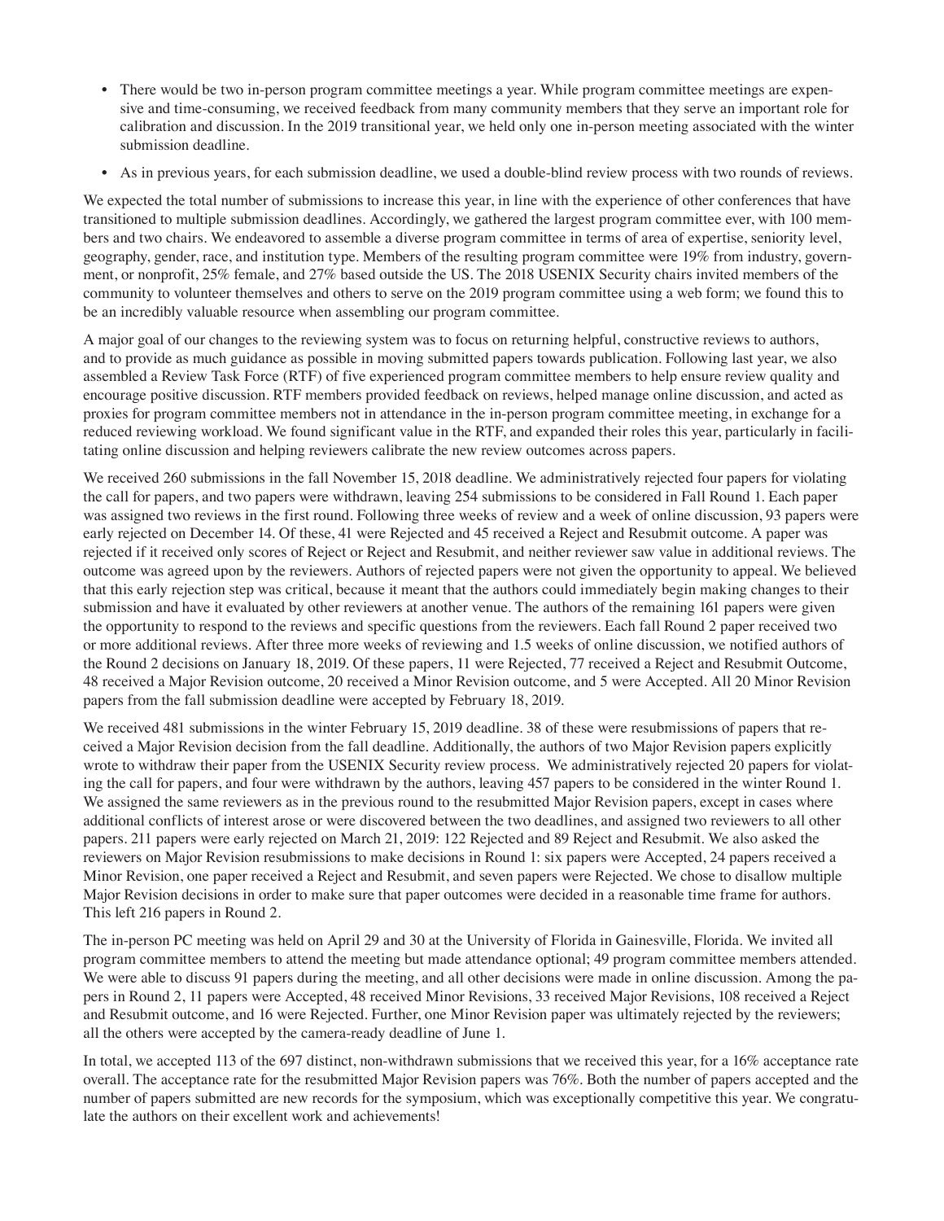- There would be two in-person program committee meetings a year. While program committee meetings are expensive and time-consuming, we received feedback from many community members that they serve an important role for calibration and discussion. In the 2019 transitional year, we held only one in-person meeting associated with the winter submission deadline.
- As in previous years, for each submission deadline, we used a double-blind review process with two rounds of reviews.

We expected the total number of submissions to increase this year, in line with the experience of other conferences that have transitioned to multiple submission deadlines. Accordingly, we gathered the largest program committee ever, with 100 members and two chairs. We endeavored to assemble a diverse program committee in terms of area of expertise, seniority level, geography, gender, race, and institution type. Members of the resulting program committee were 19% from industry, government, or nonprofit, 25% female, and 27% based outside the US. The 2018 USENIX Security chairs invited members of the community to volunteer themselves and others to serve on the 2019 program committee using a web form; we found this to be an incredibly valuable resource when assembling our program committee.

A major goal of our changes to the reviewing system was to focus on returning helpful, constructive reviews to authors, and to provide as much guidance as possible in moving submitted papers towards publication. Following last year, we also assembled a Review Task Force (RTF) of five experienced program committee members to help ensure review quality and encourage positive discussion. RTF members provided feedback on reviews, helped manage online discussion, and acted as proxies for program committee members not in attendance in the in-person program committee meeting, in exchange for a reduced reviewing workload. We found significant value in the RTF, and expanded their roles this year, particularly in facilitating online discussion and helping reviewers calibrate the new review outcomes across papers.

We received 260 submissions in the fall November 15, 2018 deadline. We administratively rejected four papers for violating the call for papers, and two papers were withdrawn, leaving 254 submissions to be considered in Fall Round 1. Each paper was assigned two reviews in the first round. Following three weeks of review and a week of online discussion, 93 papers were early rejected on December 14. Of these, 41 were Rejected and 45 received a Reject and Resubmit outcome. A paper was rejected if it received only scores of Reject or Reject and Resubmit, and neither reviewer saw value in additional reviews. The outcome was agreed upon by the reviewers. Authors of rejected papers were not given the opportunity to appeal. We believed that this early rejection step was critical, because it meant that the authors could immediately begin making changes to their submission and have it evaluated by other reviewers at another venue. The authors of the remaining 161 papers were given the opportunity to respond to the reviews and specific questions from the reviewers. Each fall Round 2 paper received two or more additional reviews. After three more weeks of reviewing and 1.5 weeks of online discussion, we notified authors of the Round 2 decisions on January 18, 2019. Of these papers, 11 were Rejected, 77 received a Reject and Resubmit Outcome, 48 received a Major Revision outcome, 20 received a Minor Revision outcome, and 5 were Accepted. All 20 Minor Revision papers from the fall submission deadline were accepted by February 18, 2019.

We received 481 submissions in the winter February 15, 2019 deadline. 38 of these were resubmissions of papers that received a Major Revision decision from the fall deadline. Additionally, the authors of two Major Revision papers explicitly wrote to withdraw their paper from the USENIX Security review process. We administratively rejected 20 papers for violating the call for papers, and four were withdrawn by the authors, leaving 457 papers to be considered in the winter Round 1. We assigned the same reviewers as in the previous round to the resubmitted Major Revision papers, except in cases where additional conflicts of interest arose or were discovered between the two deadlines, and assigned two reviewers to all other papers. 211 papers were early rejected on March 21, 2019: 122 Rejected and 89 Reject and Resubmit. We also asked the reviewers on Major Revision resubmissions to make decisions in Round 1: six papers were Accepted, 24 papers received a Minor Revision, one paper received a Reject and Resubmit, and seven papers were Rejected. We chose to disallow multiple Major Revision decisions in order to make sure that paper outcomes were decided in a reasonable time frame for authors. This left 216 papers in Round 2.

The in-person PC meeting was held on April 29 and 30 at the University of Florida in Gainesville, Florida. We invited all program committee members to attend the meeting but made attendance optional; 49 program committee members attended. We were able to discuss 91 papers during the meeting, and all other decisions were made in online discussion. Among the papers in Round 2, 11 papers were Accepted, 48 received Minor Revisions, 33 received Major Revisions, 108 received a Reject and Resubmit outcome, and 16 were Rejected. Further, one Minor Revision paper was ultimately rejected by the reviewers; all the others were accepted by the camera-ready deadline of June 1.

In total, we accepted 113 of the 697 distinct, non-withdrawn submissions that we received this year, for a 16% acceptance rate overall. The acceptance rate for the resubmitted Major Revision papers was 76%. Both the number of papers accepted and the number of papers submitted are new records for the symposium, which was exceptionally competitive this year. We congratulate the authors on their excellent work and achievements!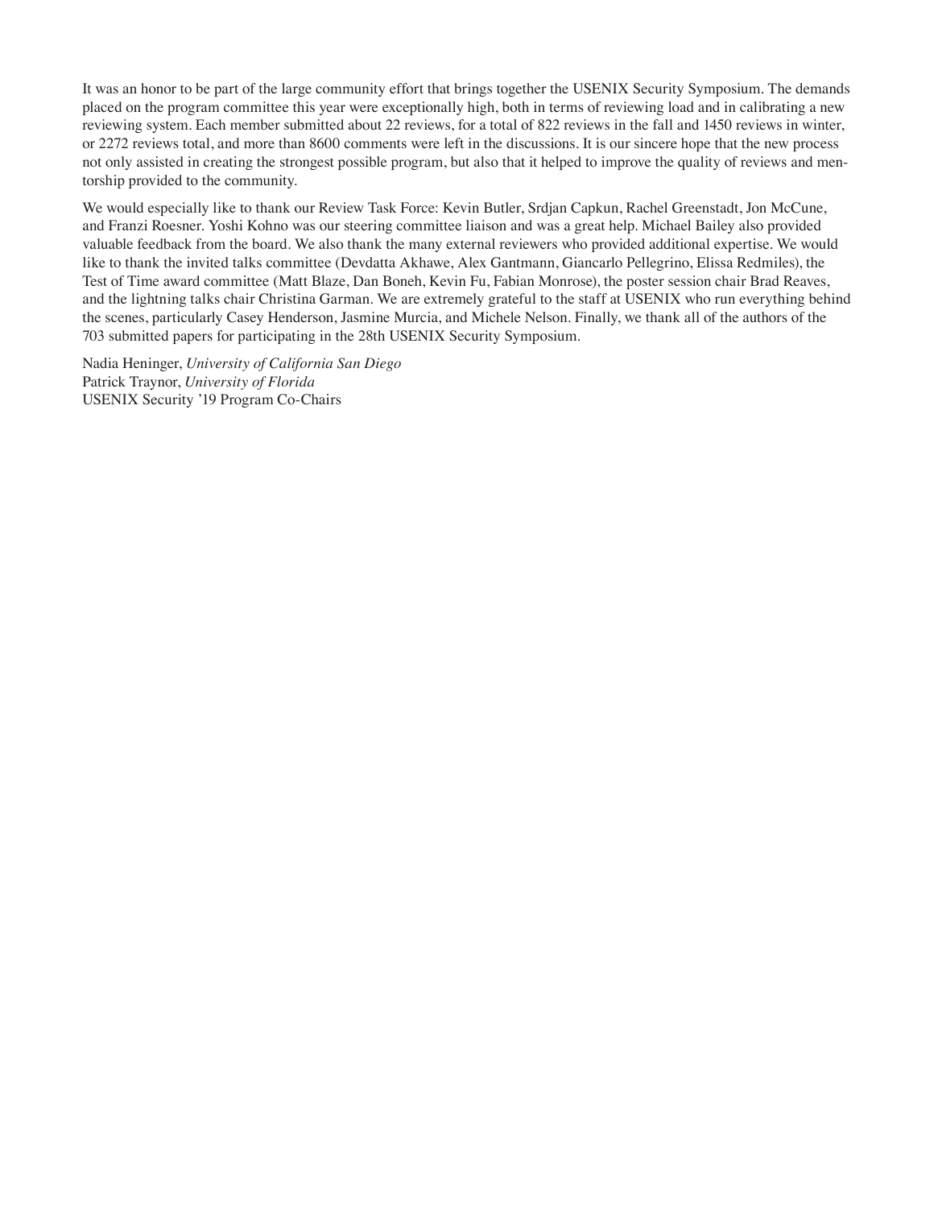It was an honor to be part of the large community effort that brings together the USENIX Security Symposium. The demands placed on the program committee this year were exceptionally high, both in terms of reviewing load and in calibrating a new reviewing system. Each member submitted about 22 reviews, for a total of 822 reviews in the fall and 1450 reviews in winter, or 2272 reviews total, and more than 8600 comments were left in the discussions. It is our sincere hope that the new process not only assisted in creating the strongest possible program, but also that it helped to improve the quality of reviews and mentorship provided to the community.

We would especially like to thank our Review Task Force: Kevin Butler, Srdjan Capkun, Rachel Greenstadt, Jon McCune, and Franzi Roesner. Yoshi Kohno was our steering committee liaison and was a great help. Michael Bailey also provided valuable feedback from the board. We also thank the many external reviewers who provided additional expertise. We would like to thank the invited talks committee (Devdatta Akhawe, Alex Gantmann, Giancarlo Pellegrino, Elissa Redmiles), the Test of Time award committee (Matt Blaze, Dan Boneh, Kevin Fu, Fabian Monrose), the poster session chair Brad Reaves, and the lightning talks chair Christina Garman. We are extremely grateful to the staff at USENIX who run everything behind the scenes, particularly Casey Henderson, Jasmine Murcia, and Michele Nelson. Finally, we thank all of the authors of the 703 submitted papers for participating in the 28th USENIX Security Symposium.

Nadia Heninger, *University of California San Diego*  
Patrick Traynor, *University of Florida*  
USENIX Security '19 Program Co-Chairs